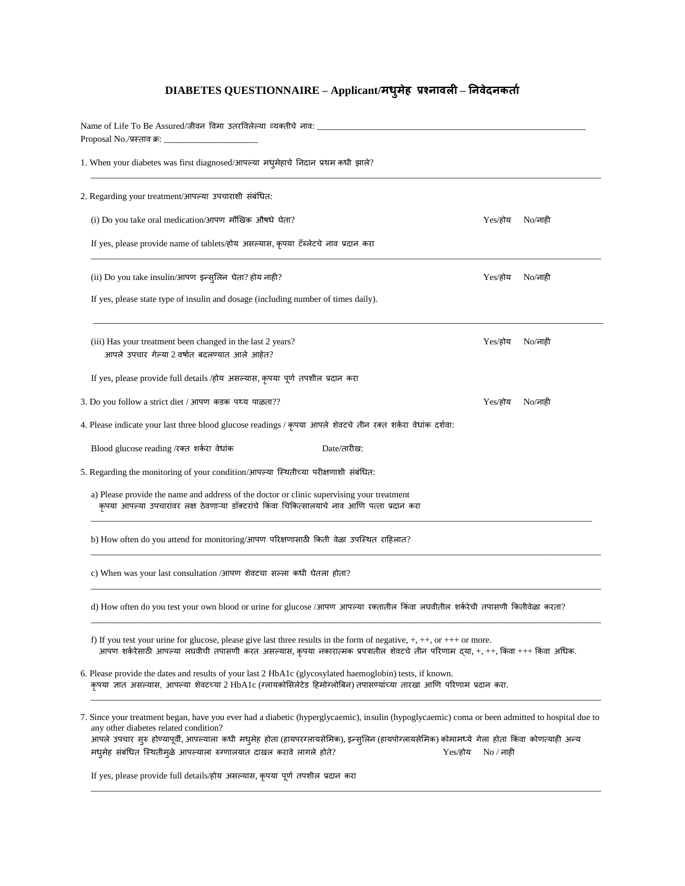# DIABETES QUESTIONNAIRE – Applicant/मधुमेह प्रश्नावली – निवेदनकर्ता

Name of Life To Be Assured/जीवन विमा उतरविलेल्या व्यक्तीचे नाव: ____________________________________________________________

Proposal No./प्रस्ताव क्र: ______________________

1. When your diabetes was first diagnosed/आपल्या मधुमेहाचे निदान प्रथम कधी झाले?

______________________________________________________________________________________________

2. Regarding your treatment/आपल्या उपचाराशी संबंधित:

   (i) Do you take oral medication/आपण मौखिक औषधे घेता? Yes/होय No/नाही

   If yes, please provide name of tablets/होय असल्यास, कृपया टॅब्लेटचे नाव प्रदान करा

   ______________________________________________________________________________________________

   (ii) Do you take insulin/आपण इन्सुलिन घेता? होय नाही? Yes/होय No/नाही

   If yes, please state type of insulin and dosage (including number of times daily).

   ______________________________________________________________________________________________

   (iii) Has your treatment been changed in the last 2 years? Yes/होय No/नाही
   आपले उपचार गेल्या 2 वर्षात बदलण्यात आले आहेत?

   If yes, please provide full details /होय असल्यास, कृपया पूर्ण तपशील प्रदान करा

3. Do you follow a strict diet / आपण कडक पथ्य पाळता?? Yes/होय No/नाही

4. Please indicate your last three blood glucose readings / कृपया आपले शेवटचे तीन रक्त शर्करा वेधांक दर्शवा:

   Blood glucose reading /रक्त शर्करा वेधांक Date/तारीख:

5. Regarding the monitoring of your condition/आपल्या स्थितीच्या परीक्षणाशी संबंधित:

   a) Please provide the name and address of the doctor or clinic supervising your treatment
   कृपया आपल्या उपचारांवर लक्ष ठेवणाऱ्या डॉक्टरांचे किंवा चिकित्सालयाचे नाव आणि पत्ता प्रदान करा

   ______________________________________________________________________________________________

   b) How often do you attend for monitoring/आपण परिक्षणासाठी किती वेळा उपस्थित राहिलात?

   ______________________________________________________________________________________________

   c) When was your last consultation /आपण शेवटचा सल्ला कधी घेतला होता?

   ______________________________________________________________________________________________

   d) How often do you test your own blood or urine for glucose /आपण आपल्या रक्तातील किंवा लघवीतील शर्करेची तपासणी कितीवेळा करता?

   ______________________________________________________________________________________________

   f) If you test your urine for glucose, please give last three results in the form of negative, +, ++, or +++ or more.
   आपण शर्करेसाठी आपल्या लघवीची तपासणी करत असल्यास, कृपया नकारात्मक प्रपत्रातील शेवटचे तीन परिणाम द्या, +, ++, किंवा +++ किंवा अधिक.

6. Please provide the dates and results of your last 2 HbA1c (glycosylated haemoglobin) tests, if known.
   कृपया ज्ञात असल्यास, आपल्या शेवटच्या 2 HbA1c (ग्लायकोसिलेटेड हिमोग्लोबिन) तपासण्यांच्या तारखा आणि परिणाम प्रदान करा.

   ______________________________________________________________________________________________

7. Since your treatment began, have you ever had a diabetic (hyperglycaemic), insulin (hypoglycaemic) coma or been admitted to hospital due to any other diabetes related condition?
   आपले उपचार सुरु होण्यापूर्वी, आपल्याला कधी मधुमेह होता (हायपरग्लायसेमिक), इन्सुलिन (हायपोग्लायसेमिक) कोमामध्ये गेला होता किंवा कोणत्याही अन्य मधुमेह संबंधित स्थितीमुळे आपल्याला रुग्णालयात दाखल करावे लागले होते? Yes/होय No / नाही

   If yes, please provide full details/होय असल्यास, कृपया पूर्ण तपशील प्रदान करा

   ______________________________________________________________________________________________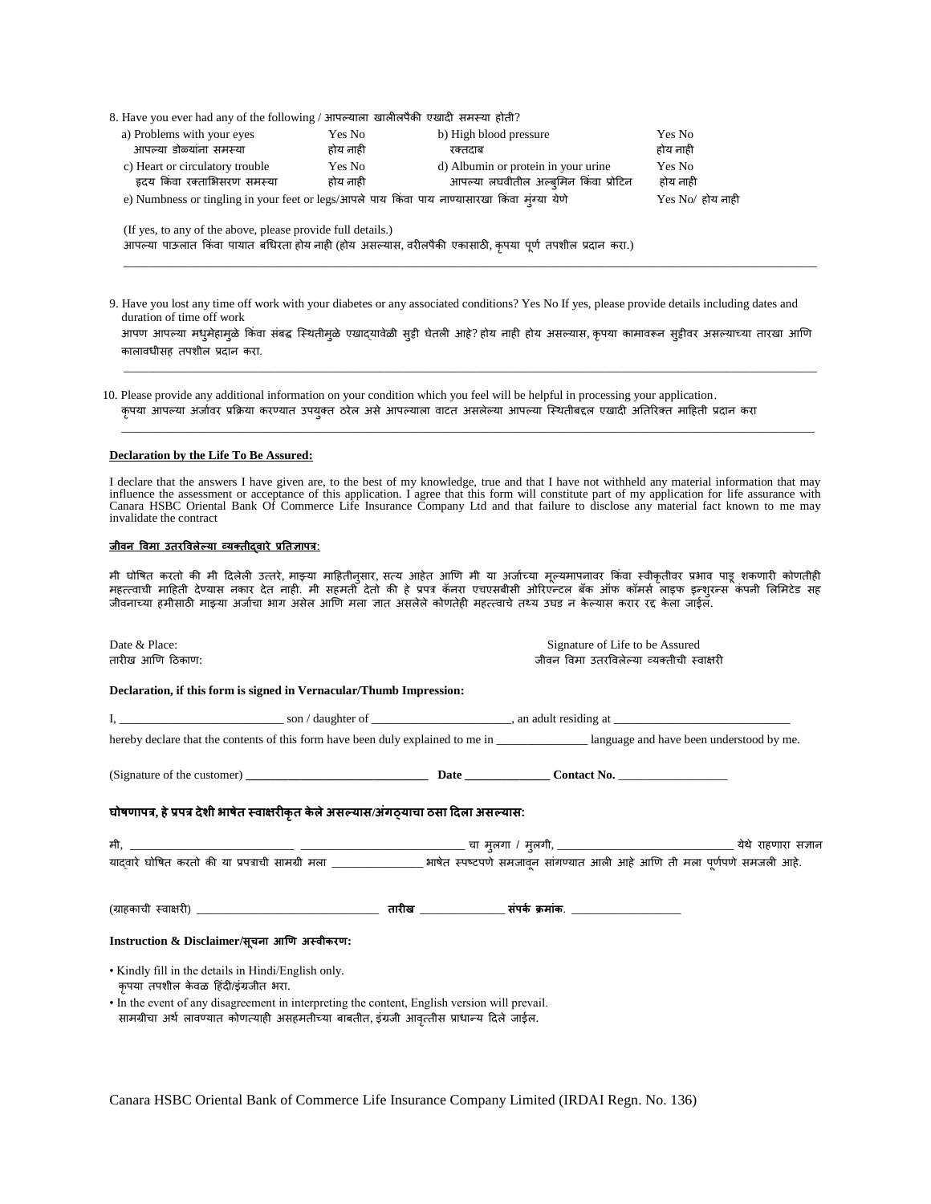8. Have you ever had any of the following / आपल्याला खालीलपैकी एखादी समस्या होती?

| | | | |
|---|---|---|---|
| a) Problems with your eyes<br>आपल्या डोळ्यांना समस्या | Yes No<br>होय नाही | b) High blood pressure<br>रक्तदाब | Yes No<br>होय नाही |
| c) Heart or circulatory trouble<br>हृदय किंवा रक्ताभिसरण समस्या | Yes No<br>होय नाही | d) Albumin or protein in your urine<br>आपल्या लघवीतील अल्बुमिन किंवा प्रोटिन | Yes No<br>होय नाही |
| e) Numbness or tingling in your feet or legs/आपले पाय किंवा पाय नाण्यासारखा किंवा मुंग्या येणे | | | Yes No/ होय नाही |

(If yes, to any of the above, please provide full details.)
आपल्या पाऊलात किंवा पायात बधिरता होय नाही (होय असल्यास, वरीलपैकी एकासाठी, कृपया पूर्ण तपशील प्रदान करा.)

_______________________________________________________________________________

9. Have you lost any time off work with your diabetes or any associated conditions? Yes No If yes, please provide details including dates and duration of time off work
आपण आपल्या मधुमेहामुळे किंवा संबद्ध स्थितीमुळे एखाद्यावेळी सुट्टी घेतली आहे? होय नाही होय असल्यास, कृपया कामावरून सुट्टीवर असल्याच्या तारखा आणि कालावधीसह तपशील प्रदान करा.

_______________________________________________________________________________

10. Please provide any additional information on your condition which you feel will be helpful in processing your application.
कृपया आपल्या अर्जावर प्रक्रिया करण्यात उपयुक्त ठरेल असे आपल्याला वाटत असलेल्या आपल्या स्थितीबद्दल एखादी अतिरिक्त माहिती प्रदान करा

_______________________________________________________________________________

**Declaration by the Life To Be Assured:**

I declare that the answers I have given are, to the best of my knowledge, true and that I have not withheld any material information that may influence the assessment or acceptance of this application. I agree that this form will constitute part of my application for life assurance with Canara HSBC Oriental Bank Of Commerce Life Insurance Company Ltd and that failure to disclose any material fact known to me may invalidate the contract

**जीवन विमा उतरविलेल्या व्यक्तीद्वारे प्रतिज्ञापत्र:**

मी घोषित करतो की मी दिलेली उत्तरे, माझ्या माहितीनुसार, सत्य आहेत आणि मी या अर्जाच्या मूल्यमापनावर किंवा स्वीकृतीवर प्रभाव पाडू शकणारी कोणतीही महत्त्वाची माहिती देण्यास नकार देत नाही. मी सहमती देतो की हे प्रपत्र कॅनरा एचएसबीसी ओरिएन्टल बँक ऑफ कॉमर्स लाइफ इन्शुरन्स कंपनी लिमिटेड सह जीवनाच्या हमीसाठी माझ्या अर्जाचा भाग असेल आणि मला ज्ञात असलेले कोणतेही महत्त्वाचे तथ्य उघड न केल्यास करार रद्द केला जाईल.

Date & Place:
तारीख आणि ठिकाण:

Signature of Life to be Assured
जीवन विमा उतरविलेल्या व्यक्तीची स्वाक्षरी

**Declaration, if this form is signed in Vernacular/Thumb Impression:**

I, ___________________________ son / daughter of _______________________, an adult residing at _____________________________

hereby declare that the contents of this form have been duly explained to me in _______________ language and have been understood by me.

(Signature of the customer) ______________________________ **Date** ______________ **Contact No.** __________________

**घोषणापत्र, हे प्रपत्र देशी भाषेत स्वाक्षरीकृत केले असल्यास/अंगठ्याचा ठसा दिला असल्यास:**

मी, ____________________________ ____________________________ चा मुलगा / मुलगी, ______________________________ येथे राहणारा सज्ञान याद्वारे घोषित करतो की या प्रपत्राची सामग्री मला ________________ भाषेत स्पष्टपणे समजावून सांगण्यात आली आहे आणि ती मला पूर्णपणे समजली आहे.

(ग्राहकाची स्वाक्षरी) ________________________________ **तारीख** _______________ **संपर्क क्रमांक**. ___________________

**Instruction & Disclaimer/सूचना आणि अस्वीकरण:**

- Kindly fill in the details in Hindi/English only.
  कृपया तपशील केवळ हिंदी/इंग्रजीत भरा.
- In the event of any disagreement in interpreting the content, English version will prevail.
  सामग्रीचा अर्थ लावण्यात कोणत्याही असहमतीच्या बाबतीत, इंग्रजी आवृत्तीस प्राधान्य दिले जाईल.

Canara HSBC Oriental Bank of Commerce Life Insurance Company Limited (IRDAI Regn. No. 136)